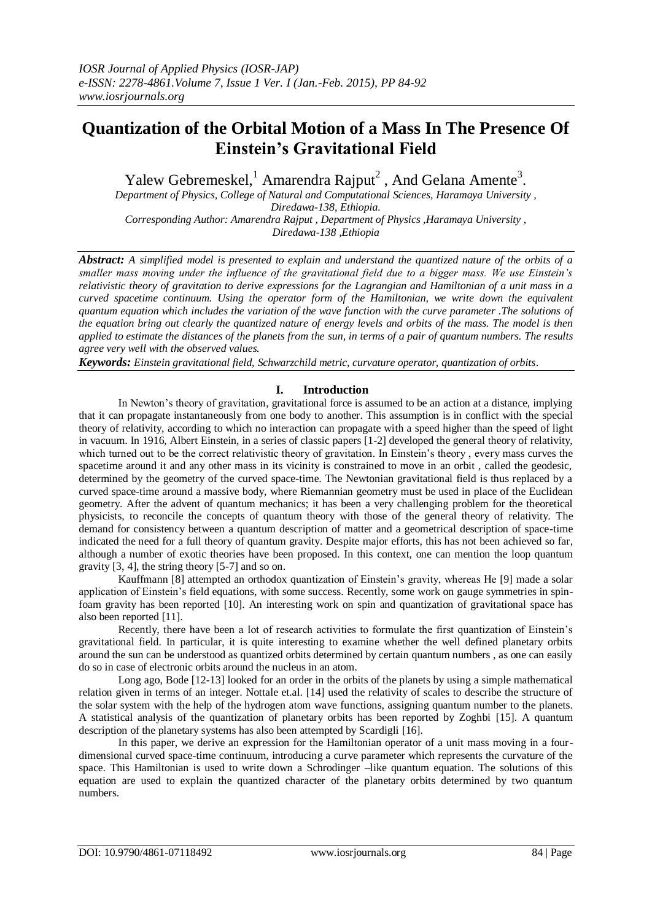# Quantization of the Orbital Motion of a Mass In The Presence Of Einstein's Gravitational Field

Yalew Gebremeskel,[1] Amarendra Rajput[2] , And Gelana Amente[3].

*Department of Physics, College of Natural and Computational Sciences, Haramaya University , Diredawa-138, Ethiopia.*
*Corresponding Author: Amarendra Rajput , Department of Physics ,Haramaya University , Diredawa-138 ,Ethiopia*

***Abstract:*** *A simplified model is presented to explain and understand the quantized nature of the orbits of a smaller mass moving under the influence of the gravitational field due to a bigger mass. We use Einstein's relativistic theory of gravitation to derive expressions for the Lagrangian and Hamiltonian of a unit mass in a curved spacetime continuum. Using the operator form of the Hamiltonian, we write down the equivalent quantum equation which includes the variation of the wave function with the curve parameter .The solutions of the equation bring out clearly the quantized nature of energy levels and orbits of the mass. The model is then applied to estimate the distances of the planets from the sun, in terms of a pair of quantum numbers. The results agree very well with the observed values.*

***Keywords:*** *Einstein gravitational field, Schwarzchild metric, curvature operator, quantization of orbits.*

## I. Introduction

In Newton's theory of gravitation, gravitational force is assumed to be an action at a distance, implying that it can propagate instantaneously from one body to another. This assumption is in conflict with the special theory of relativity, according to which no interaction can propagate with a speed higher than the speed of light in vacuum. In 1916, Albert Einstein, in a series of classic papers [1-2] developed the general theory of relativity, which turned out to be the correct relativistic theory of gravitation. In Einstein's theory , every mass curves the spacetime around it and any other mass in its vicinity is constrained to move in an orbit , called the geodesic, determined by the geometry of the curved space-time. The Newtonian gravitational field is thus replaced by a curved space-time around a massive body, where Riemannian geometry must be used in place of the Euclidean geometry. After the advent of quantum mechanics; it has been a very challenging problem for the theoretical physicists, to reconcile the concepts of quantum theory with those of the general theory of relativity. The demand for consistency between a quantum description of matter and a geometrical description of space-time indicated the need for a full theory of quantum gravity. Despite major efforts, this has not been achieved so far, although a number of exotic theories have been proposed. In this context, one can mention the loop quantum gravity [3, 4], the string theory [5-7] and so on.

Kauffmann [8] attempted an orthodox quantization of Einstein's gravity, whereas He [9] made a solar application of Einstein's field equations, with some success. Recently, some work on gauge symmetries in spin-foam gravity has been reported [10]. An interesting work on spin and quantization of gravitational space has also been reported [11].

Recently, there have been a lot of research activities to formulate the first quantization of Einstein's gravitational field. In particular, it is quite interesting to examine whether the well defined planetary orbits around the sun can be understood as quantized orbits determined by certain quantum numbers , as one can easily do so in case of electronic orbits around the nucleus in an atom.

Long ago, Bode [12-13] looked for an order in the orbits of the planets by using a simple mathematical relation given in terms of an integer. Nottale et.al. [14] used the relativity of scales to describe the structure of the solar system with the help of the hydrogen atom wave functions, assigning quantum number to the planets. A statistical analysis of the quantization of planetary orbits has been reported by Zoghbi [15]. A quantum description of the planetary systems has also been attempted by Scardigli [16].

In this paper, we derive an expression for the Hamiltonian operator of a unit mass moving in a four-dimensional curved space-time continuum, introducing a curve parameter which represents the curvature of the space. This Hamiltonian is used to write down a Schrodinger –like quantum equation. The solutions of this equation are used to explain the quantized character of the planetary orbits determined by two quantum numbers.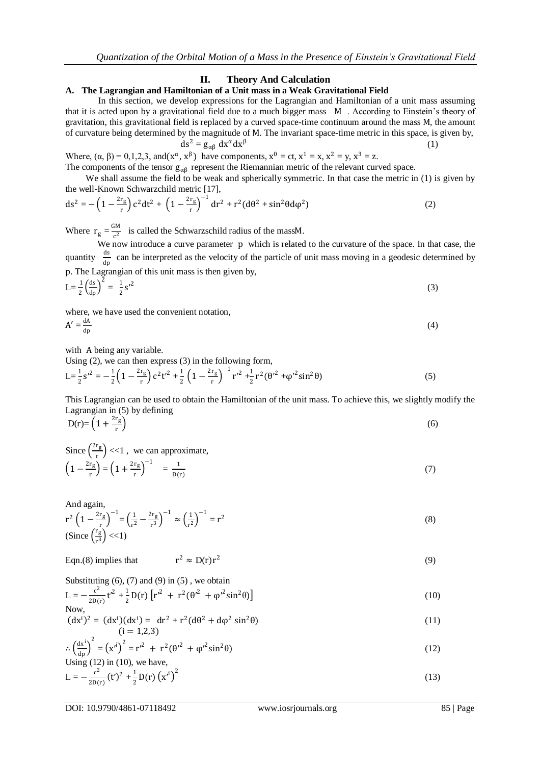## II. Theory And Calculation

### A. The Lagrangian and Hamiltonian of a Unit mass in a Weak Gravitational Field

In this section, we develop expressions for the Lagrangian and Hamiltonian of a unit mass assuming that it is acted upon by a gravitational field due to a much bigger mass M . According to Einstein's theory of gravitation, this gravitational field is replaced by a curved space-time continuum around the mass M, the amount of curvature being determined by the magnitude of M. The invariant space-time metric in this space, is given by,

$$ds^2 = g_{\alpha\beta}\, dx^\alpha dx^\beta \tag{1}$$

Where, $(\alpha, \beta) = 0,1,2,3$, and $(x^\alpha, x^\beta)$ have components, $x^0 = ct, x^1 = x, x^2 = y, x^3 = z$.

The components of the tensor $g_{\alpha\beta}$ represent the Riemannian metric of the relevant curved space.

We shall assume the field to be weak and spherically symmetric. In that case the metric in (1) is given by the well-Known Schwarzchild metric [17],

$$ds^2 = -\left(1-\frac{2r_g}{r}\right)c^2dt^2 + \left(1-\frac{2r_g}{r}\right)^{-1}dr^2 + r^2(d\theta^2 + \sin^2\theta d\varphi^2) \tag{2}$$

Where $r_g = \frac{GM}{c^2}$ is called the Schwarzschild radius of the massM.

We now introduce a curve parameter p which is related to the curvature of the space. In that case, the quantity $\frac{ds}{dp}$ can be interpreted as the velocity of the particle of unit mass moving in a geodesic determined by p. The Lagrangian of this unit mass is then given by,

$$L = \frac{1}{2}\left(\frac{ds}{dp}\right)^2 = \frac{1}{2}s'^2 \tag{3}$$

where, we have used the convenient notation,

$$A' = \frac{dA}{dp} \tag{4}$$

with A being any variable.

Using (2), we can then express (3) in the following form,

$$L = \frac{1}{2}s'^2 = -\frac{1}{2}\left(1-\frac{2r_g}{r}\right)c^2t'^2 + \frac{1}{2}\left(1-\frac{2r_g}{r}\right)^{-1}r'^2 + \frac{1}{2}r^2(\theta'^2 + \varphi'^2\sin^2\theta) \tag{5}$$

This Lagrangian can be used to obtain the Hamiltonian of the unit mass. To achieve this, we slightly modify the Lagrangian in (5) by defining

$$D(r) = \left(1+\frac{2r_g}{r}\right) \tag{6}$$

Since $\left(\frac{2r_g}{r}\right) << 1$ , we can approximate,

$$\left(1-\frac{2r_g}{r}\right) = \left(1+\frac{2r_g}{r}\right)^{-1} = \frac{1}{D(r)} \tag{7}$$

And again,

$$r^2\left(1-\frac{2r_g}{r}\right)^{-1} = \left(\frac{1}{r^2}-\frac{2r_g}{r^3}\right)^{-1} \approx \left(\frac{1}{r^2}\right)^{-1} = r^2 \tag{8}$$

(Since $\left(\frac{r_g}{r^3}\right) << 1$)

Eqn.(8) implies that $\quad r^2 \approx D(r)r^2 \quad$ (9)

Substituting (6), (7) and (9) in (5) , we obtain

$$L = -\frac{c^2}{2D(r)}t'^2 + \frac{1}{2}D(r)\left[r'^2 + r^2(\theta'^2 + \varphi'^2\sin^2\theta)\right] \tag{10}$$

Now,

$$(dx^i)^2 = (dx^i)(dx^i) = dr^2 + r^2(d\theta^2 + d\varphi^2\sin^2\theta) \tag{11}$$

$$(i = 1,2,3)$$

$$\therefore \left(\frac{dx^i}{dp}\right)^2 = \left(x'^i\right)^2 = r'^2 + r^2(\theta'^2 + \varphi'^2\sin^2\theta) \tag{12}$$

Using (12) in (10), we have,

$$L = -\frac{c^2}{2D(r)}(t')^2 + \frac{1}{2}D(r)\left(x'^i\right)^2 \tag{13}$$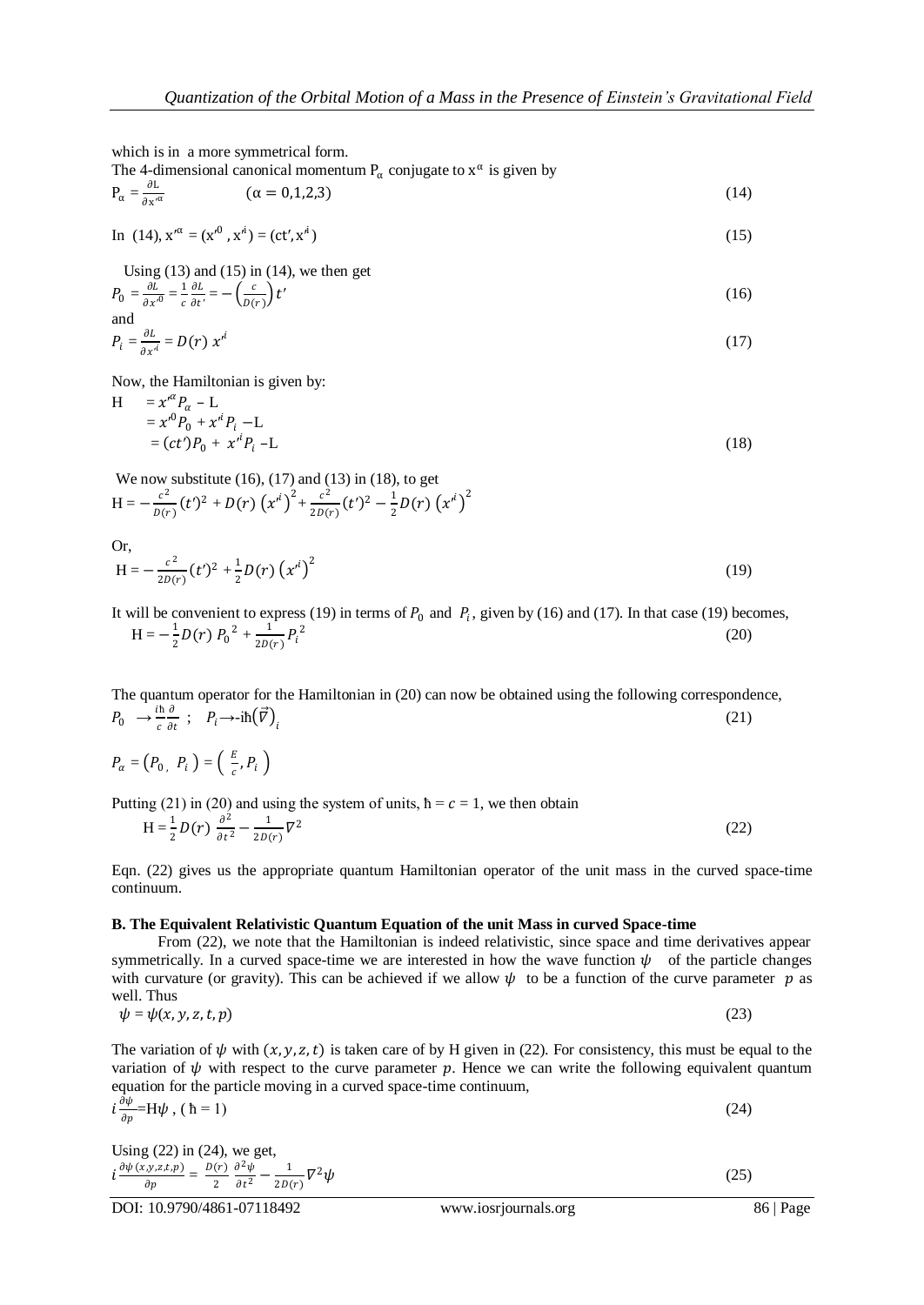which is in a more symmetrical form.

The 4-dimensional canonical momentum $P_\alpha$ conjugate to $x^\alpha$ is given by

$$P_\alpha = \frac{\partial L}{\partial x'^\alpha} \qquad (\alpha = 0,1,2,3) \tag{14}$$

In (14), $x'^\alpha = (x'^0, x'^i) = (ct', x'^i)$ (15)

Using (13) and (15) in (14), we then get

$$P_0 = \frac{\partial L}{\partial x'^0} = \frac{1}{c}\frac{\partial L}{\partial t'} = -\left(\frac{c}{D(r)}\right) t' \tag{16}$$

and

$$P_i = \frac{\partial L}{\partial x'^i} = D(r)\, x'^i \tag{17}$$

Now, the Hamiltonian is given by:

$$\begin{aligned} H &= x'^\alpha P_\alpha - L \\ &= x'^0 P_0 + x'^i P_i - L \\ &= (ct')P_0 + x'^i P_i - L \end{aligned} \tag{18}$$

We now substitute (16), (17) and (13) in (18), to get

$$H = -\frac{c^2}{D(r)}(t')^2 + D(r)\left(x'^i\right)^2 + \frac{c^2}{2D(r)}(t')^2 - \frac{1}{2}D(r)\left(x'^i\right)^2$$

Or,

$$H = -\frac{c^2}{2D(r)}(t')^2 + \frac{1}{2}D(r)\left(x'^i\right)^2 \tag{19}$$

It will be convenient to express (19) in terms of $P_0$ and $P_i$, given by (16) and (17). In that case (19) becomes,

$$H = -\frac{1}{2}D(r)\, {P_0}^2 + \frac{1}{2D(r)}{P_i}^2 \tag{20}$$

The quantum operator for the Hamiltonian in (20) can now be obtained using the following correspondence,

$$P_0 \rightarrow \frac{i\hbar}{c}\frac{\partial}{\partial t}\ ; \quad P_i \rightarrow -i\hbar\left(\vec{\nabla}\right)_i \tag{21}$$

$$P_\alpha = \left(P_0,\ P_i\right) = \left(\frac{E}{c}, P_i\right)$$

Putting (21) in (20) and using the system of units, $\hbar = c = 1$, we then obtain

$$H = \frac{1}{2}D(r)\frac{\partial^2}{\partial t^2} - \frac{1}{2D(r)}\nabla^2 \tag{22}$$

Eqn. (22) gives us the appropriate quantum Hamiltonian operator of the unit mass in the curved space-time continuum.

**B. The Equivalent Relativistic Quantum Equation of the unit Mass in curved Space-time**

From (22), we note that the Hamiltonian is indeed relativistic, since space and time derivatives appear symmetrically. In a curved space-time we are interested in how the wave function $\psi$ of the particle changes with curvature (or gravity). This can be achieved if we allow $\psi$ to be a function of the curve parameter $p$ as well. Thus

$$\psi = \psi(x, y, z, t, p) \tag{23}$$

The variation of $\psi$ with $(x, y, z, t)$ is taken care of by H given in (22). For consistency, this must be equal to the variation of $\psi$ with respect to the curve parameter $p$. Hence we can write the following equivalent quantum equation for the particle moving in a curved space-time continuum,

$$i\frac{\partial\psi}{\partial p} = H\psi\ ,\ (\hbar = 1) \tag{24}$$

Using (22) in (24), we get,

$$i\frac{\partial\psi(x,y,z,t,p)}{\partial p} = \frac{D(r)}{2}\frac{\partial^2\psi}{\partial t^2} - \frac{1}{2D(r)}\nabla^2\psi \tag{25}$$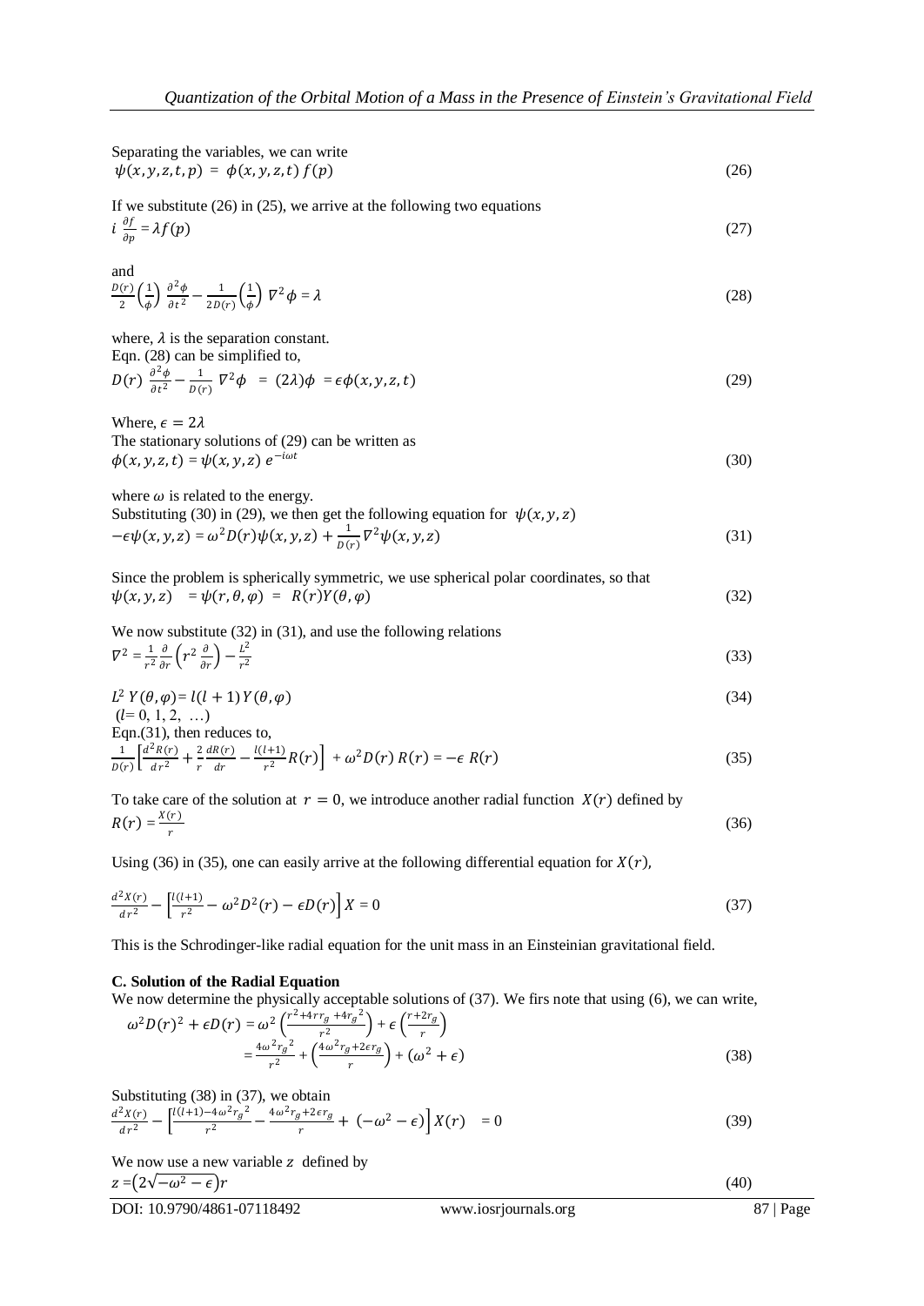Separating the variables, we can write

$$\psi(x,y,z,t,p) = \phi(x,y,z,t)\,f(p) \tag{26}$$

If we substitute (26) in (25), we arrive at the following two equations

$$i\,\frac{\partial f}{\partial p} = \lambda f(p) \tag{27}$$

and

$$\frac{D(r)}{2}\left(\frac{1}{\phi}\right)\frac{\partial^2\phi}{\partial t^2} - \frac{1}{2D(r)}\left(\frac{1}{\phi}\right)\nabla^2\phi = \lambda \tag{28}$$

where, $\lambda$ is the separation constant.
Eqn. (28) can be simplified to,

$$D(r)\,\frac{\partial^2\phi}{\partial t^2} - \frac{1}{D(r)}\,\nabla^2\phi \;=\; (2\lambda)\phi \;= \epsilon\phi(x,y,z,t) \tag{29}$$

Where, $\epsilon = 2\lambda$
The stationary solutions of (29) can be written as

$$\phi(x,y,z,t) = \psi(x,y,z)\,e^{-i\omega t} \tag{30}$$

where $\omega$ is related to the energy.
Substituting (30) in (29), we then get the following equation for $\psi(x,y,z)$

$$-\epsilon\psi(x,y,z) = \omega^2 D(r)\psi(x,y,z) + \frac{1}{D(r)}\nabla^2\psi(x,y,z) \tag{31}$$

Since the problem is spherically symmetric, we use spherical polar coordinates, so that

$$\psi(x,y,z) \;\; = \psi(r,\theta,\varphi) \;=\; R(r)Y(\theta,\varphi) \tag{32}$$

We now substitute (32) in (31), and use the following relations

$$\nabla^2 = \frac{1}{r^2}\frac{\partial}{\partial r}\left(r^2\frac{\partial}{\partial r}\right) - \frac{L^2}{r^2} \tag{33}$$

$$L^2\,Y(\theta,\varphi) = l(l+1)\,Y(\theta,\varphi) \tag{34}$$

($l$= 0, 1, 2, …)
Eqn.(31), then reduces to,

$$\frac{1}{D(r)}\left[\frac{d^2R(r)}{dr^2} + \frac{2}{r}\frac{dR(r)}{dr} - \frac{l(l+1)}{r^2}R(r)\right] + \omega^2 D(r)\,R(r) = -\epsilon\,R(r) \tag{35}$$

To take care of the solution at $r = 0$, we introduce another radial function $X(r)$ defined by

$$R(r) = \frac{X(r)}{r} \tag{36}$$

Using (36) in (35), one can easily arrive at the following differential equation for $X(r)$,

$$\frac{d^2X(r)}{dr^2} - \left[\frac{l(l+1)}{r^2} - \omega^2 D^2(r) - \epsilon D(r)\right]X = 0 \tag{37}$$

This is the Schrodinger-like radial equation for the unit mass in an Einsteinian gravitational field.

**C. Solution of the Radial Equation**

We now determine the physically acceptable solutions of (37). We firs note that using (6), we can write,

$$\begin{aligned}\omega^2 D(r)^2 + \epsilon D(r) &= \omega^2\left(\frac{r^2+4rr_g+4{r_g}^2}{r^2}\right) + \epsilon\left(\frac{r+2r_g}{r}\right) \\ &= \frac{4\omega^2{r_g}^2}{r^2} + \left(\frac{4\omega^2 r_g + 2\epsilon r_g}{r}\right) + (\omega^2+\epsilon)\end{aligned} \tag{38}$$

Substituting (38) in (37), we obtain

$$\frac{d^2X(r)}{dr^2} - \left[\frac{l(l+1)-4\omega^2{r_g}^2}{r^2} - \frac{4\omega^2 r_g + 2\epsilon r_g}{r} + (-\omega^2-\epsilon)\right]X(r) \;\;= 0 \tag{39}$$

We now use a new variable $z$ defined by

$$z = \left(2\sqrt{-\omega^2-\epsilon}\right)r \tag{40}$$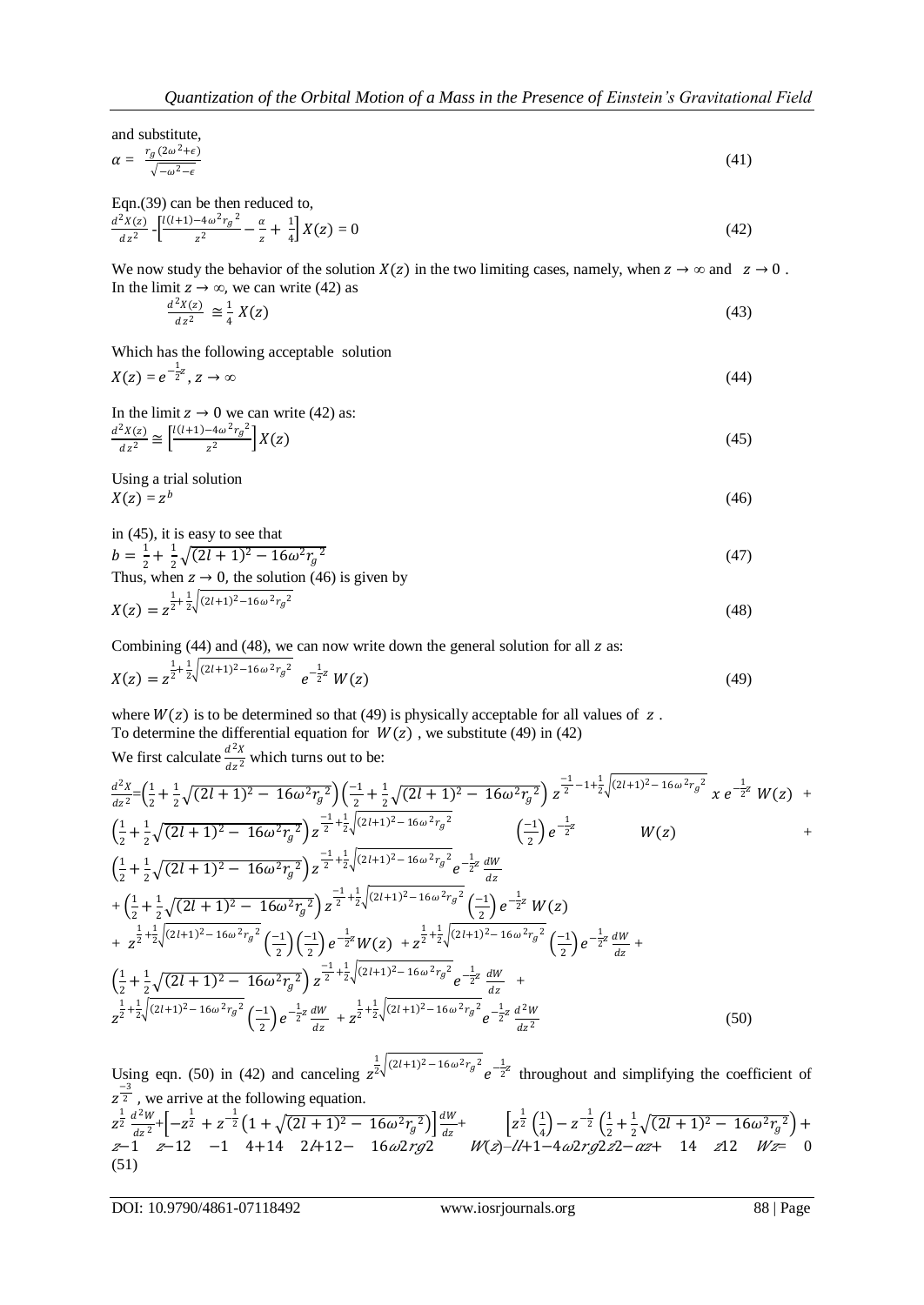and substitute,

$$\alpha = \frac{r_g(2\omega^2+\epsilon)}{\sqrt{-\omega^2-\epsilon}} \tag{41}$$

Eqn.(39) can be then reduced to,

$$\frac{d^2X(z)}{dz^2} - \left[\frac{l(l+1)-4\omega^2 r_g^{\,2}}{z^2} - \frac{\alpha}{z} + \frac{1}{4}\right] X(z) = 0 \tag{42}$$

We now study the behavior of the solution $X(z)$ in the two limiting cases, namely, when $z \to \infty$ and $z \to 0$.
In the limit $z \to \infty$, we can write (42) as

$$\frac{d^2X(z)}{dz^2} \cong \frac{1}{4} X(z) \tag{43}$$

Which has the following acceptable solution

$$X(z) = e^{-\frac{1}{2}z},\ z \to \infty \tag{44}$$

In the limit $z \to 0$ we can write (42) as:

$$\frac{d^2X(z)}{dz^2} \cong \left[\frac{l(l+1)-4\omega^2 r_g^{\,2}}{z^2}\right] X(z) \tag{45}$$

Using a trial solution

$$X(z) = z^b \tag{46}$$

in (45), it is easy to see that

$$b = \frac{1}{2} + \frac{1}{2}\sqrt{(2l+1)^2 - 16\omega^2 r_g^{\,2}} \tag{47}$$

Thus, when $z \to 0$, the solution (46) is given by

$$X(z) = z^{\frac{1}{2}+\frac{1}{2}\sqrt{(2l+1)^2-16\omega^2 r_g^{\,2}}} \tag{48}$$

Combining (44) and (48), we can now write down the general solution for all $z$ as:

$$X(z) = z^{\frac{1}{2}+\frac{1}{2}\sqrt{(2l+1)^2-16\omega^2 r_g^{\,2}}}\ e^{-\frac{1}{2}z}\ W(z) \tag{49}$$

where $W(z)$ is to be determined so that (49) is physically acceptable for all values of $z$.
To determine the differential equation for $W(z)$, we substitute (49) in (42)
We first calculate $\frac{d^2X}{dz^2}$ which turns out to be:

$$\begin{aligned}
\frac{d^2X}{dz^2} =& \left(\frac{1}{2}+\frac{1}{2}\sqrt{(2l+1)^2-16\omega^2 r_g^2}\right)\left(\frac{-1}{2}+\frac{1}{2}\sqrt{(2l+1)^2-16\omega^2 r_g^2}\right) z^{\frac{-1}{2}-1+\frac{1}{2}\sqrt{(2l+1)^2-16\omega^2 r_g^2}}\ x\ e^{-\frac{1}{2}z}\, W(z)\ + \\
&\left(\frac{1}{2}+\frac{1}{2}\sqrt{(2l+1)^2-16\omega^2 r_g^2}\right) z^{\frac{-1}{2}+\frac{1}{2}\sqrt{(2l+1)^2-16\omega^2 r_g^2}} \left(\frac{-1}{2}\right) e^{-\frac{1}{2}z}\quad W(z)\ + \\
&\left(\frac{1}{2}+\frac{1}{2}\sqrt{(2l+1)^2-16\omega^2 r_g^2}\right) z^{\frac{-1}{2}+\frac{1}{2}\sqrt{(2l+1)^2-16\omega^2 r_g^2}}\, e^{-\frac{1}{2}z}\,\frac{dW}{dz} \\
&+\left(\frac{1}{2}+\frac{1}{2}\sqrt{(2l+1)^2-16\omega^2 r_g^2}\right) z^{\frac{-1}{2}+\frac{1}{2}\sqrt{(2l+1)^2-16\omega^2 r_g^2}} \left(\frac{-1}{2}\right) e^{-\frac{1}{2}z}\, W(z) \\
&+\ z^{\frac{1}{2}+\frac{1}{2}\sqrt{(2l+1)^2-16\omega^2 r_g^2}} \left(\frac{-1}{2}\right)\left(\frac{-1}{2}\right) e^{-\frac{1}{2}z} W(z)\ + z^{\frac{1}{2}+\frac{1}{2}\sqrt{(2l+1)^2-16\omega^2 r_g^2}} \left(\frac{-1}{2}\right) e^{-\frac{1}{2}z}\frac{dW}{dz}\ + \\
&\left(\frac{1}{2}+\frac{1}{2}\sqrt{(2l+1)^2-16\omega^2 r_g^2}\right) z^{\frac{-1}{2}+\frac{1}{2}\sqrt{(2l+1)^2-16\omega^2 r_g^2}}\, e^{-\frac{1}{2}z}\,\frac{dW}{dz}\ + \\
&z^{\frac{1}{2}+\frac{1}{2}\sqrt{(2l+1)^2-16\omega^2 r_g^2}} \left(\frac{-1}{2}\right) e^{-\frac{1}{2}z}\frac{dW}{dz}\ + z^{\frac{1}{2}+\frac{1}{2}\sqrt{(2l+1)^2-16\omega^2 r_g^2}}\, e^{-\frac{1}{2}z}\frac{d^2W}{dz^2}
\end{aligned} \tag{50}$$

Using eqn. (50) in (42) and canceling $z^{\frac{1}{2}\sqrt{(2l+1)^2-16\omega^2 r_g^{\,2}}}\, e^{-\frac{1}{2}z}$ throughout and simplifying the coefficient of $z^{\frac{-3}{2}}$, we arrive at the following equation.

$$z^{\frac{1}{2}}\frac{d^2W}{dz^2} + \left[-z^{\frac{1}{2}} + z^{-\frac{1}{2}}\left(1+\sqrt{(2l+1)^2-16\omega^2 r_g^2}\right)\right]\frac{dW}{dz} + \left[z^{\frac{1}{2}}\left(\frac{1}{4}\right) - z^{-\frac{1}{2}}\left(\frac{1}{2}+\frac{1}{2}\sqrt{(2l+1)^2-16\omega^2 r_g^2}\right) + \right.$$

z−1 z−12 −1 4+14 2l+12− 16ω2rg2 W(z)−ll+1−4ω2rg2z2−αz+ 14 z12 Wz= 0

(51)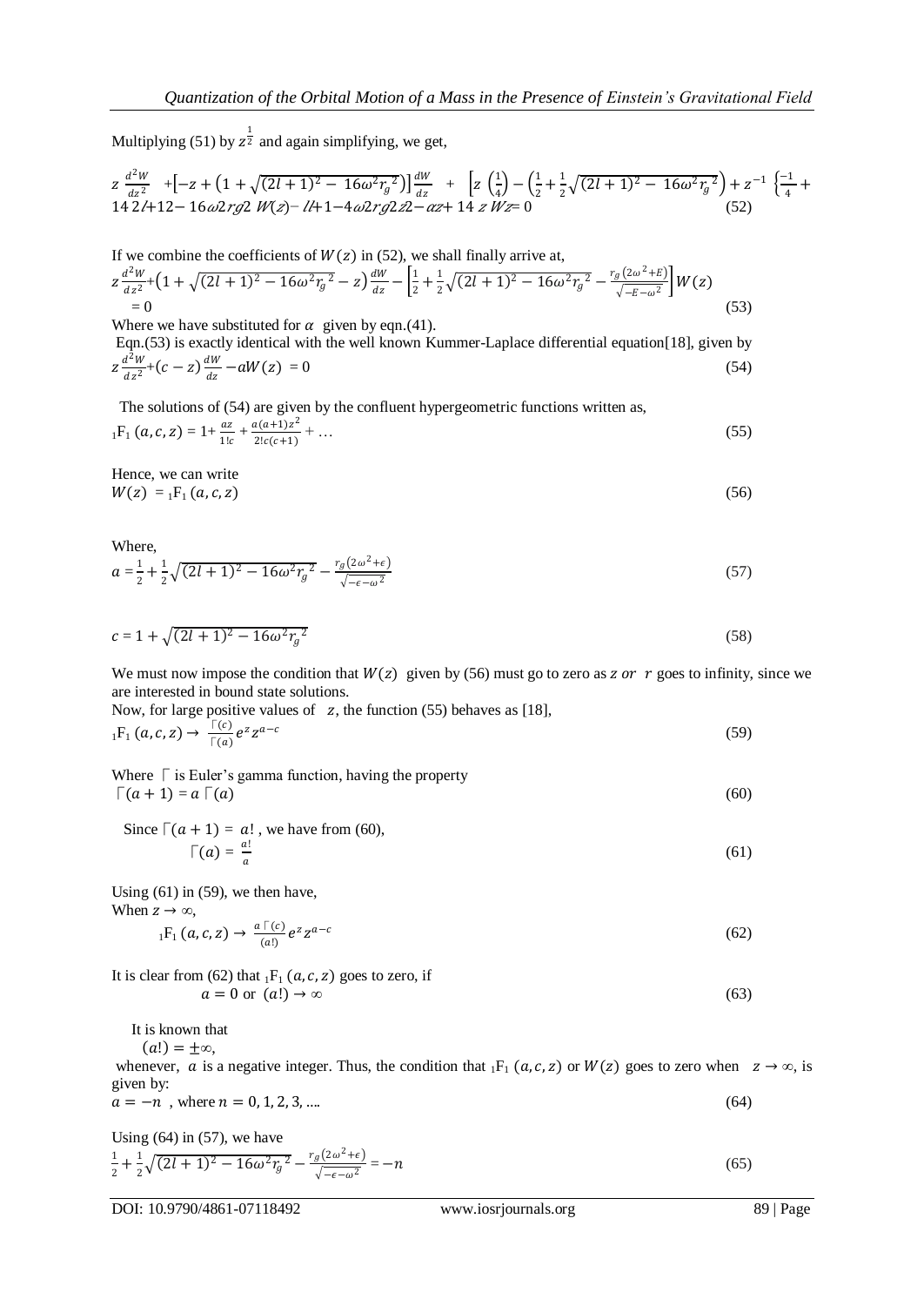Multiplying (51) by $z^{\frac{1}{2}}$ and again simplifying, we get,

$$z\,\frac{d^2W}{dz^2} + \left[-z + \left(1 + \sqrt{(2l+1)^2 - 16\omega^2 r_g^2}\right)\right]\frac{dW}{dz} + \left[z\left(\frac{1}{4}\right) - \left(\frac{1}{2} + \frac{1}{2}\sqrt{(2l+1)^2 - 16\omega^2 r_g^2}\right) + z^{-1}\left\{\frac{-1}{4} + \right.\right.$$

14 2l+12− 16ω2rg2 W(z)− l/+1−4ω2rg2z2−αz+ 14 z Wz= 0 (52)

If we combine the coefficients of $W(z)$ in (52), we shall finally arrive at,

$$z\frac{d^2W}{dz^2} + \left(1 + \sqrt{(2l+1)^2 - 16\omega^2 r_g^2} - z\right)\frac{dW}{dz} - \left[\frac{1}{2} + \frac{1}{2}\sqrt{(2l+1)^2 - 16\omega^2 r_g^2} - \frac{r_g\left(2\omega^2 + E\right)}{\sqrt{-E-\omega^2}}\right]W(z) = 0 \tag{53}$$

Where we have substituted for $\alpha$ given by eqn.(41).

Eqn.(53) is exactly identical with the well known Kummer-Laplace differential equation[18], given by

$$z\frac{d^2W}{dz^2} + (c - z)\frac{dW}{dz} - aW(z) = 0 \tag{54}$$

The solutions of (54) are given by the confluent hypergeometric functions written as,

$${}_1F_1\,(a, c, z) = 1 + \frac{az}{1!c} + \frac{a(a+1)z^2}{2!c(c+1)} + \ldots \tag{55}$$

Hence, we can write

$$W(z) = {}_1F_1\,(a, c, z) \tag{56}$$

Where,

$$a = \frac{1}{2} + \frac{1}{2}\sqrt{(2l+1)^2 - 16\omega^2 r_g^2} - \frac{r_g\left(2\omega^2 + \epsilon\right)}{\sqrt{-\epsilon-\omega^2}} \tag{57}$$

$$c = 1 + \sqrt{(2l+1)^2 - 16\omega^2 r_g^2} \tag{58}$$

We must now impose the condition that $W(z)$ given by (56) must go to zero as $z$ *or* $r$ goes to infinity, since we are interested in bound state solutions.

Now, for large positive values of $z$, the function (55) behaves as [18],

$${}_1F_1\,(a, c, z) \rightarrow \frac{\Gamma(c)}{\Gamma(a)} e^z z^{a-c} \tag{59}$$

Where $\Gamma$ is Euler's gamma function, having the property

$$\Gamma(a+1) = a\,\Gamma(a) \tag{60}$$

Since $\Gamma(a+1) = a!$ , we have from (60),

$$\Gamma(a) = \frac{a!}{a} \tag{61}$$

Using (61) in (59), we then have,

When $z \rightarrow \infty$,

$${}_1F_1\,(a, c, z) \rightarrow \frac{a\,\Gamma(c)}{(a!)} e^z z^{a-c} \tag{62}$$

It is clear from (62) that ${}_1F_1\,(a, c, z)$ goes to zero, if

$$a = 0 \text{ or } (a!) \rightarrow \infty \tag{63}$$

It is known that

$(a!) = \pm\infty$,

whenever, $a$ is a negative integer. Thus, the condition that ${}_1F_1\,(a, c, z)$ or $W(z)$ goes to zero when $z \rightarrow \infty$, is given by:

$$a = -n \text{ , where } n = 0, 1, 2, 3, \ldots. \tag{64}$$

Using (64) in (57), we have

$$\frac{1}{2} + \frac{1}{2}\sqrt{(2l+1)^2 - 16\omega^2 r_g^2} - \frac{r_g\left(2\omega^2 + \epsilon\right)}{\sqrt{-\epsilon-\omega^2}} = -n \tag{65}$$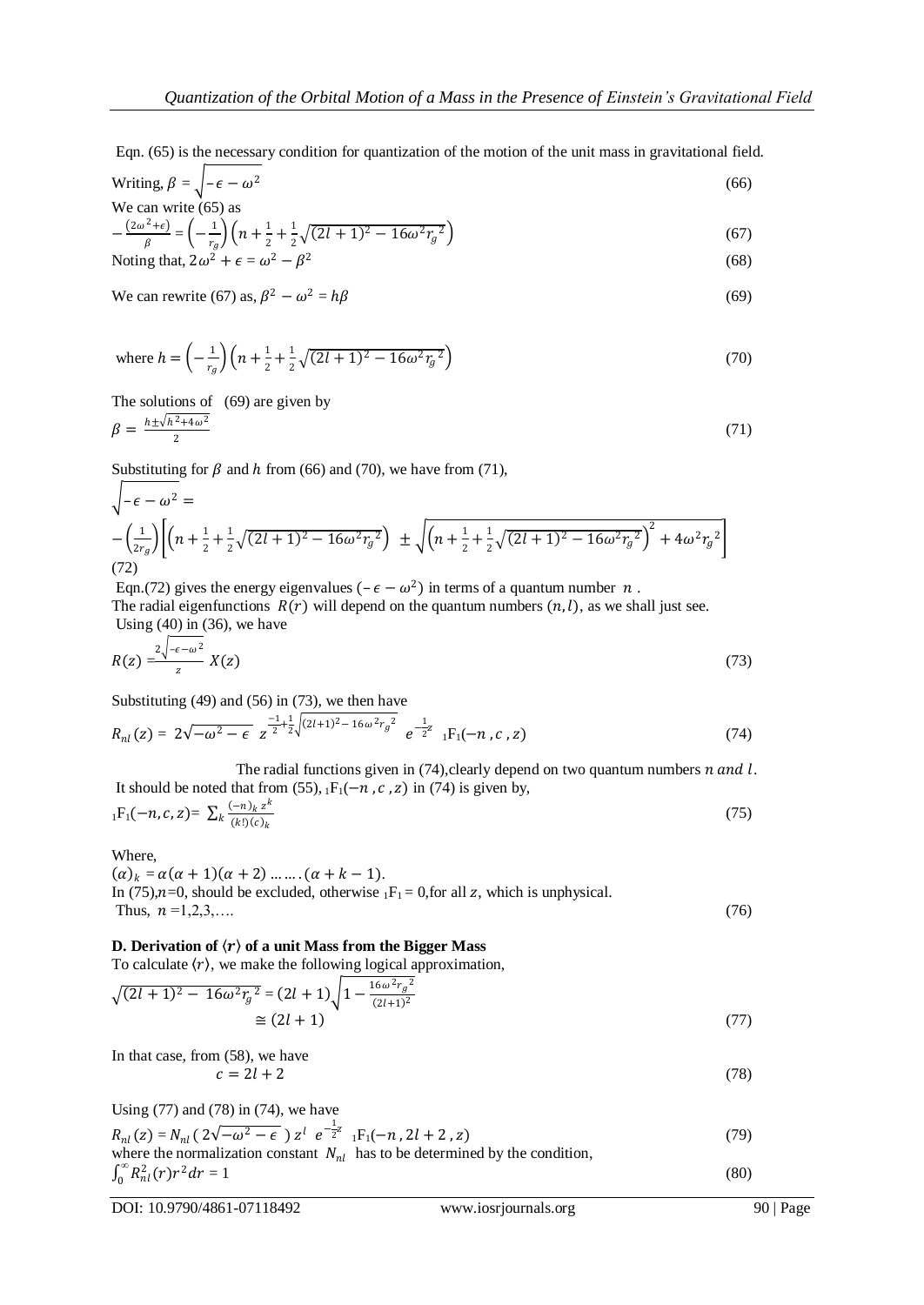Eqn. (65) is the necessary condition for quantization of the motion of the unit mass in gravitational field.

Writing, $\beta = \sqrt{-\epsilon - \omega^2}$ (66)

We can write (65) as

$$-\frac{(2\omega^2+\epsilon)}{\beta} = \left(-\frac{1}{r_g}\right)\left(n + \frac{1}{2} + \frac{1}{2}\sqrt{(2l+1)^2 - 16\omega^2 r_g^{\,2}}\right) \tag{67}$$

Noting that, $2\omega^2 + \epsilon = \omega^2 - \beta^2$ (68)

We can rewrite (67) as, $\beta^2 - \omega^2 = h\beta$ (69)

$$\text{where } h = \left(-\frac{1}{r_g}\right)\left(n + \frac{1}{2} + \frac{1}{2}\sqrt{(2l+1)^2 - 16\omega^2 r_g^{\,2}}\right) \tag{70}$$

The solutions of (69) are given by

$$\beta = \frac{h \pm \sqrt{h^2 + 4\omega^2}}{2} \tag{71}$$

Substituting for $\beta$ and $h$ from (66) and (70), we have from (71),

$$\sqrt{-\epsilon - \omega^2} = -\left(\frac{1}{2r_g}\right)\left[\left(n + \frac{1}{2} + \frac{1}{2}\sqrt{(2l+1)^2 - 16\omega^2 r_g^{\,2}}\right) \pm \sqrt{\left(n + \frac{1}{2} + \frac{1}{2}\sqrt{(2l+1)^2 - 16\omega^2 r_g^{\,2}}\right)^2 + 4\omega^2 r_g^{\,2}}\right] \tag{72}$$

Eqn.(72) gives the energy eigenvalues $(-\epsilon - \omega^2)$ in terms of a quantum number $n$.
The radial eigenfunctions $R(r)$ will depend on the quantum numbers $(n, l)$, as we shall just see.
Using (40) in (36), we have

$$R(z) = \frac{2\sqrt{-\epsilon-\omega^2}}{z} X(z) \tag{73}$$

Substituting (49) and (56) in (73), we then have

$$R_{nl}(z) = 2\sqrt{-\omega^2 - \epsilon}\; z^{\frac{-1}{2} + \frac{1}{2}\sqrt{(2l+1)^2 - 16\omega^2 r_g^{\,2}}}\; e^{-\frac{1}{2}z}\; {}_1F_1(-n, c, z) \tag{74}$$

The radial functions given in (74),clearly depend on two quantum numbers $n$ and $l$.
It should be noted that from (55), ${}_1F_1(-n, c, z)$ in (74) is given by,

$$ {}_1F_1(-n, c, z) = \sum_k \frac{(-n)_k z^k}{(k!)(c)_k} \tag{75}$$

Where,
$(\alpha)_k = \alpha(\alpha+1)(\alpha+2) \ldots\ldots(\alpha+k-1)$.
In (75),$n$=0, should be excluded, otherwise ${}_1F_1 = 0$,for all $z$, which is unphysical.
Thus, $n = 1, 2, 3, \ldots.$ (76)

**D. Derivation of $\langle r \rangle$ of a unit Mass from the Bigger Mass**

To calculate $\langle r \rangle$, we make the following logical approximation,

$$\sqrt{(2l+1)^2 - 16\omega^2 r_g^{\,2}} = (2l+1)\sqrt{1 - \frac{16\omega^2 r_g^{\,2}}{(2l+1)^2}} \cong (2l+1) \tag{77}$$

In that case, from (58), we have

$$c = 2l + 2 \tag{78}$$

Using (77) and (78) in (74), we have

$$R_{nl}(z) = N_{nl}\,(2\sqrt{-\omega^2 - \epsilon}\,)\, z^l\, e^{-\frac{1}{2}z}\; {}_1F_1(-n, 2l+2, z) \tag{79}$$

where the normalization constant $N_{nl}$ has to be determined by the condition,

$$\int_0^\infty R_{nl}^2(r) r^2 dr = 1 \tag{80}$$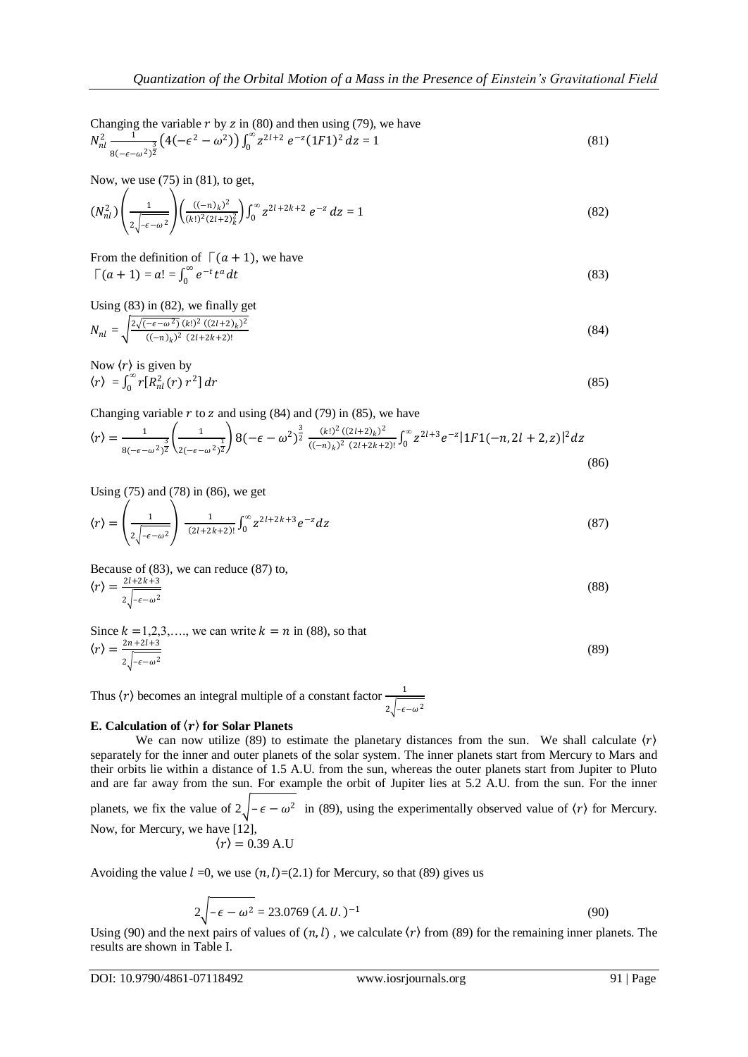Changing the variable $r$ by $z$ in (80) and then using (79), we have

$$N_{nl}^2 \frac{1}{8(-\epsilon-\omega^2)^{\frac{3}{2}}}\left(4(-\epsilon^2-\omega^2)\right)\int_0^\infty z^{2l+2}\, e^{-z}(1F1)^2\, dz = 1 \tag{81}$$

Now, we use (75) in (81), to get,

$$(N_{nl}^2)\left(\frac{1}{2\sqrt{-\epsilon-\omega^2}}\right)\left(\frac{((-n)_k)^2}{(k!)^2(2l+2)_k^2}\right)\int_0^\infty z^{2l+2k+2}\, e^{-z}\, dz = 1 \tag{82}$$

From the definition of $\Gamma(a+1)$, we have

$$\Gamma(a+1) = a! = \int_0^\infty e^{-t}t^a dt \tag{83}$$

Using (83) in (82), we finally get

$$N_{nl} = \sqrt{\frac{2\sqrt{(-\epsilon-\omega^2)}\,(k!)^2\,((2l+2)_k)^2}{((-n)_k)^2\ (2l+2k+2)!}} \tag{84}$$

Now $\langle r\rangle$ is given by

$$\langle r\rangle = \int_0^\infty r[R_{nl}^2(r)\, r^2]\, dr \tag{85}$$

Changing variable $r$ to $z$ and using (84) and (79) in (85), we have

$$\langle r\rangle = \frac{1}{8(-\epsilon-\omega^2)^{\frac{3}{2}}}\left(\frac{1}{2(-\epsilon-\omega^2)^{\frac{1}{2}}}\right)8(-\epsilon-\omega^2)^{\frac{3}{2}}\ \frac{(k!)^2\,((2l+2)_k)^2}{((-n)_k)^2\ (2l+2k+2)!}\int_0^\infty z^{2l+3}e^{-z}|1F1(-n,2l+2,z)|^2 dz \tag{86}$$

Using (75) and (78) in (86), we get

$$\langle r\rangle = \left(\frac{1}{2\sqrt{-\epsilon-\omega^2}}\right)\ \frac{1}{(2l+2k+2)!}\int_0^\infty z^{2l+2k+3}e^{-z}dz \tag{87}$$

Because of (83), we can reduce (87) to,

$$\langle r\rangle = \frac{2l+2k+3}{2\sqrt{-\epsilon-\omega^2}} \tag{88}$$

Since $k = 1,2,3,\ldots.$, we can write $k = n$ in (88), so that

$$\langle r\rangle = \frac{2n+2l+3}{2\sqrt{-\epsilon-\omega^2}} \tag{89}$$

Thus $\langle r\rangle$ becomes an integral multiple of a constant factor $\frac{1}{2\sqrt{-\epsilon-\omega^2}}$

**E. Calculation of $\langle r\rangle$ for Solar Planets**

We can now utilize (89) to estimate the planetary distances from the sun. We shall calculate $\langle r\rangle$ separately for the inner and outer planets of the solar system. The inner planets start from Mercury to Mars and their orbits lie within a distance of 1.5 A.U. from the sun, whereas the outer planets start from Jupiter to Pluto and are far away from the sun. For example the orbit of Jupiter lies at 5.2 A.U. from the sun. For the inner planets, we fix the value of $2\sqrt{-\epsilon-\omega^2}$ in (89), using the experimentally observed value of $\langle r\rangle$ for Mercury. Now, for Mercury, we have [12],

$$\langle r\rangle = 0.39 \text{ A.U}$$

Avoiding the value $l = 0$, we use $(n, l)$=(2.1) for Mercury, so that (89) gives us

$$2\sqrt{-\epsilon-\omega^2} = 23.0769\ (A.U.)^{-1} \tag{90}$$

Using (90) and the next pairs of values of $(n, l)$ , we calculate $\langle r\rangle$ from (89) for the remaining inner planets. The results are shown in Table I.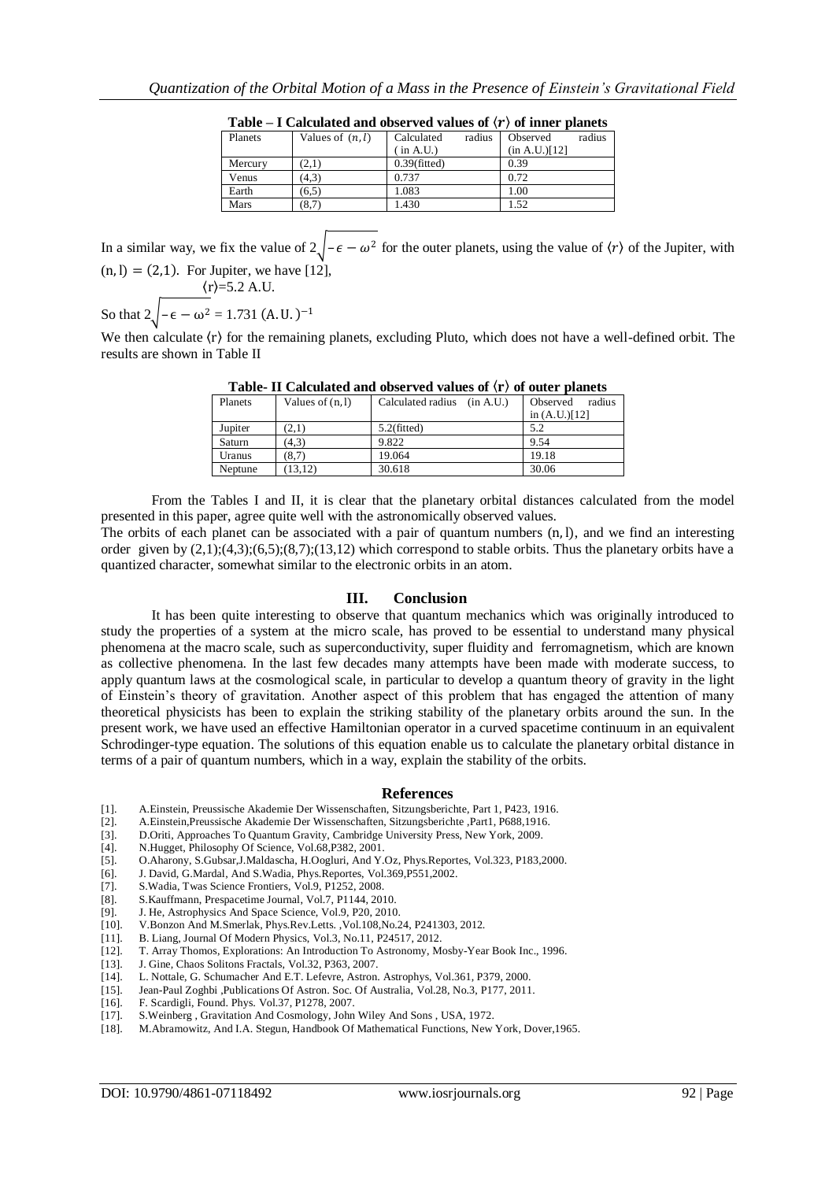**Table – I Calculated and observed values of $\langle r\rangle$ of inner planets**

| Planets | Values of $(n,l)$ | Calculated radius (in A.U.) | Observed radius (in A.U.)[12] |
|---|---|---|---|
| Mercury | (2,1) | 0.39(fitted) | 0.39 |
| Venus | (4,3) | 0.737 | 0.72 |
| Earth | (6,5) | 1.083 | 1.00 |
| Mars | (8,7) | 1.430 | 1.52 |

In a similar way, we fix the value of $2\sqrt{-\epsilon-\omega^2}$ for the outer planets, using the value of $\langle r\rangle$ of the Jupiter, with $(n,l)=(2,1)$. For Jupiter, we have [12],

$$\langle r\rangle = 5.2 \text{ A.U.}$$

So that $2\sqrt{-\epsilon-\omega^2}=1.731\ (\text{A.U.})^{-1}$

We then calculate $\langle r\rangle$ for the remaining planets, excluding Pluto, which does not have a well-defined orbit. The results are shown in Table II

**Table- II Calculated and observed values of $\langle r\rangle$ of outer planets**

| Planets | Values of (n,l) | Calculated radius (in A.U.) | Observed radius in (A.U.)[12] |
|---|---|---|---|
| Jupiter | (2,1) | 5.2(fitted) | 5.2 |
| Saturn | (4,3) | 9.822 | 9.54 |
| Uranus | (8,7) | 19.064 | 19.18 |
| Neptune | (13,12) | 30.618 | 30.06 |

From the Tables I and II, it is clear that the planetary orbital distances calculated from the model presented in this paper, agree quite well with the astronomically observed values.

The orbits of each planet can be associated with a pair of quantum numbers $(n,l)$, and we find an interesting order given by (2,1);(4,3);(6,5);(8,7);(13,12) which correspond to stable orbits. Thus the planetary orbits have a quantized character, somewhat similar to the electronic orbits in an atom.

## III. Conclusion

It has been quite interesting to observe that quantum mechanics which was originally introduced to study the properties of a system at the micro scale, has proved to be essential to understand many physical phenomena at the macro scale, such as superconductivity, super fluidity and ferromagnetism, which are known as collective phenomena. In the last few decades many attempts have been made with moderate success, to apply quantum laws at the cosmological scale, in particular to develop a quantum theory of gravity in the light of Einstein's theory of gravitation. Another aspect of this problem that has engaged the attention of many theoretical physicists has been to explain the striking stability of the planetary orbits around the sun. In the present work, we have used an effective Hamiltonian operator in a curved spacetime continuum in an equivalent Schrodinger-type equation. The solutions of this equation enable us to calculate the planetary orbital distance in terms of a pair of quantum numbers, which in a way, explain the stability of the orbits.

## References

[1]. A.Einstein, Preussische Akademie Der Wissenschaften, Sitzungsberichte, Part 1, P423, 1916.
[2]. A.Einstein,Preussische Akademie Der Wissenschaften, Sitzungsberichte ,Part1, P688,1916.
[3]. D.Oriti, Approaches To Quantum Gravity, Cambridge University Press, New York, 2009.
[4]. N.Hugget, Philosophy Of Science, Vol.68,P382, 2001.
[5]. O.Aharony, S.Gubsar,J.Maldascha, H.Oogluri, And Y.Oz, Phys.Reportes, Vol.323, P183,2000.
[6]. J. David, G.Mardal, And S.Wadia, Phys.Reportes, Vol.369,P551,2002.
[7]. S.Wadia, Twas Science Frontiers, Vol.9, P1252, 2008.
[8]. S.Kauffmann, Prespacetime Journal, Vol.7, P1144, 2010.
[9]. J. He, Astrophysics And Space Science, Vol.9, P20, 2010.
[10]. V.Bonzon And M.Smerlak, Phys.Rev.Letts. ,Vol.108,No.24, P241303, 2012.
[11]. B. Liang, Journal Of Modern Physics, Vol.3, No.11, P24517, 2012.
[12]. T. Array Thomos, Explorations: An Introduction To Astronomy, Mosby-Year Book Inc., 1996.
[13]. J. Gine, Chaos Solitons Fractals, Vol.32, P363, 2007.
[14]. L. Nottale, G. Schumacher And E.T. Lefevre, Astron. Astrophys, Vol.361, P379, 2000.
[15]. Jean-Paul Zoghbi ,Publications Of Astron. Soc. Of Australia, Vol.28, No.3, P177, 2011.
[16]. F. Scardigli, Found. Phys. Vol.37, P1278, 2007.
[17]. S.Weinberg , Gravitation And Cosmology, John Wiley And Sons , USA, 1972.
[18]. M.Abramowitz, And I.A. Stegun, Handbook Of Mathematical Functions, New York, Dover,1965.